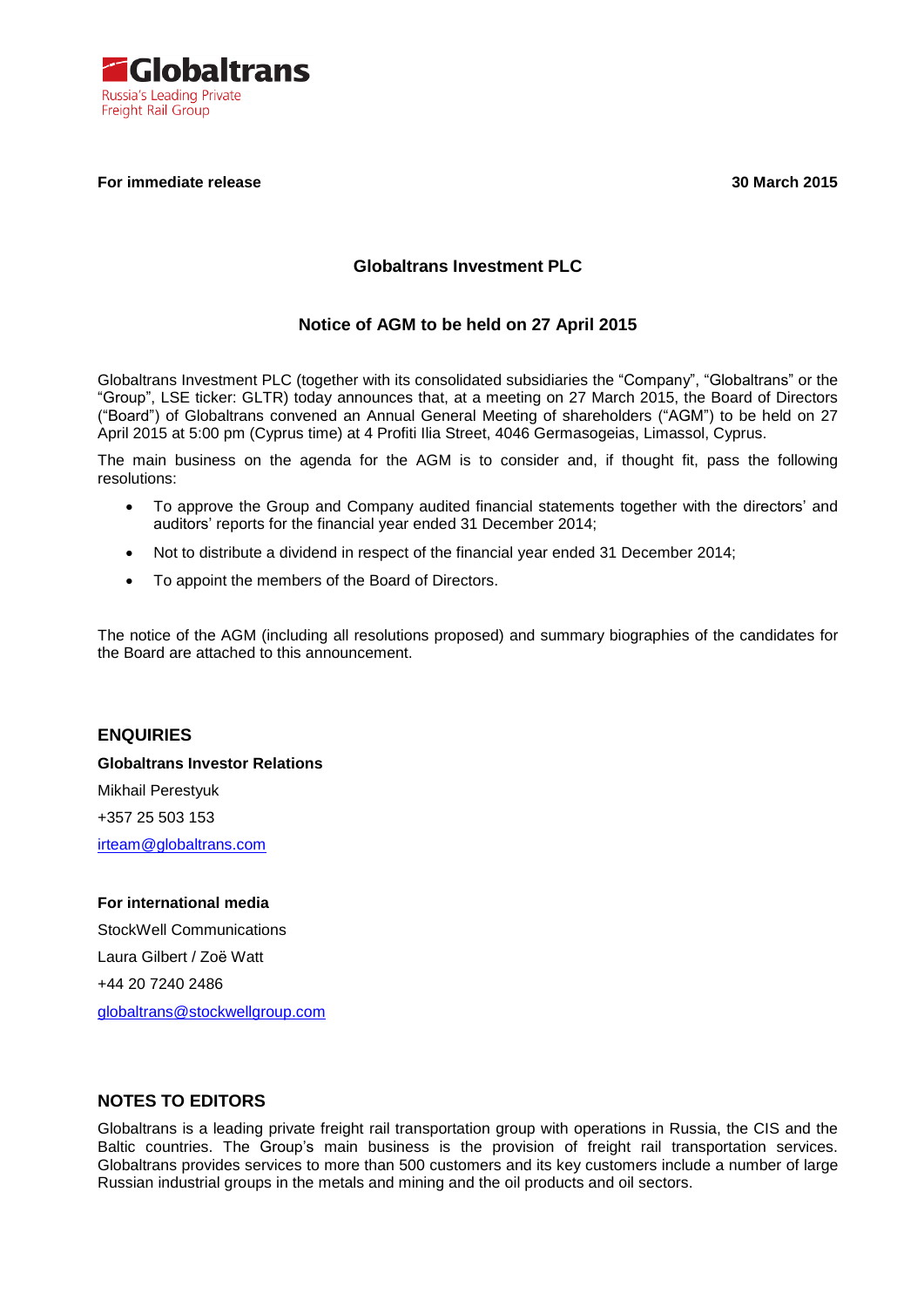**Globaltrans**
Russia's Leading Private Freight Rail Group

**For immediate release** **30 March 2015**

## Globaltrans Investment PLC

## Notice of AGM to be held on 27 April 2015

Globaltrans Investment PLC (together with its consolidated subsidiaries the "Company", "Globaltrans" or the "Group", LSE ticker: GLTR) today announces that, at a meeting on 27 March 2015, the Board of Directors ("Board") of Globaltrans convened an Annual General Meeting of shareholders ("AGM") to be held on 27 April 2015 at 5:00 pm (Cyprus time) at 4 Profiti Ilia Street, 4046 Germasogeias, Limassol, Cyprus.

The main business on the agenda for the AGM is to consider and, if thought fit, pass the following resolutions:

- To approve the Group and Company audited financial statements together with the directors' and auditors' reports for the financial year ended 31 December 2014;
- Not to distribute a dividend in respect of the financial year ended 31 December 2014;
- To appoint the members of the Board of Directors.

The notice of the AGM (including all resolutions proposed) and summary biographies of the candidates for the Board are attached to this announcement.

## ENQUIRIES

**Globaltrans Investor Relations**

Mikhail Perestyuk

+357 25 503 153

irteam@globaltrans.com

**For international media**

StockWell Communications

Laura Gilbert / Zoë Watt

+44 20 7240 2486

globaltrans@stockwellgroup.com

## NOTES TO EDITORS

Globaltrans is a leading private freight rail transportation group with operations in Russia, the CIS and the Baltic countries. The Group's main business is the provision of freight rail transportation services. Globaltrans provides services to more than 500 customers and its key customers include a number of large Russian industrial groups in the metals and mining and the oil products and oil sectors.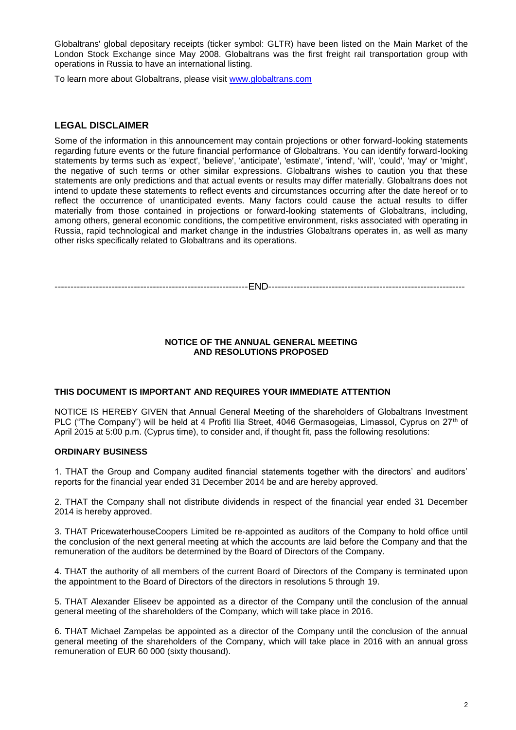Globaltrans' global depositary receipts (ticker symbol: GLTR) have been listed on the Main Market of the London Stock Exchange since May 2008. Globaltrans was the first freight rail transportation group with operations in Russia to have an international listing.

To learn more about Globaltrans, please visit www.globaltrans.com

## LEGAL DISCLAIMER

Some of the information in this announcement may contain projections or other forward-looking statements regarding future events or the future financial performance of Globaltrans. You can identify forward-looking statements by terms such as 'expect', 'believe', 'anticipate', 'estimate', 'intend', 'will', 'could', 'may' or 'might', the negative of such terms or other similar expressions. Globaltrans wishes to caution you that these statements are only predictions and that actual events or results may differ materially. Globaltrans does not intend to update these statements to reflect events and circumstances occurring after the date hereof or to reflect the occurrence of unanticipated events. Many factors could cause the actual results to differ materially from those contained in projections or forward-looking statements of Globaltrans, including, among others, general economic conditions, the competitive environment, risks associated with operating in Russia, rapid technological and market change in the industries Globaltrans operates in, as well as many other risks specifically related to Globaltrans and its operations.

------------------------------------------------------------END------------------------------------------------------------

**NOTICE OF THE ANNUAL GENERAL MEETING AND RESOLUTIONS PROPOSED**

**THIS DOCUMENT IS IMPORTANT AND REQUIRES YOUR IMMEDIATE ATTENTION**

NOTICE IS HEREBY GIVEN that Annual General Meeting of the shareholders of Globaltrans Investment PLC ("The Company") will be held at 4 Profiti Ilia Street, 4046 Germasogeias, Limassol, Cyprus on 27th of April 2015 at 5:00 p.m. (Cyprus time), to consider and, if thought fit, pass the following resolutions:

**ORDINARY BUSINESS**

1. THAT the Group and Company audited financial statements together with the directors' and auditors' reports for the financial year ended 31 December 2014 be and are hereby approved.

2. THAT the Company shall not distribute dividends in respect of the financial year ended 31 December 2014 is hereby approved.

3. THAT PricewaterhouseCoopers Limited be re-appointed as auditors of the Company to hold office until the conclusion of the next general meeting at which the accounts are laid before the Company and that the remuneration of the auditors be determined by the Board of Directors of the Company.

4. THAT the authority of all members of the current Board of Directors of the Company is terminated upon the appointment to the Board of Directors of the directors in resolutions 5 through 19.

5. THAT Alexander Eliseev be appointed as a director of the Company until the conclusion of the annual general meeting of the shareholders of the Company, which will take place in 2016.

6. THAT Michael Zampelas be appointed as a director of the Company until the conclusion of the annual general meeting of the shareholders of the Company, which will take place in 2016 with an annual gross remuneration of EUR 60 000 (sixty thousand).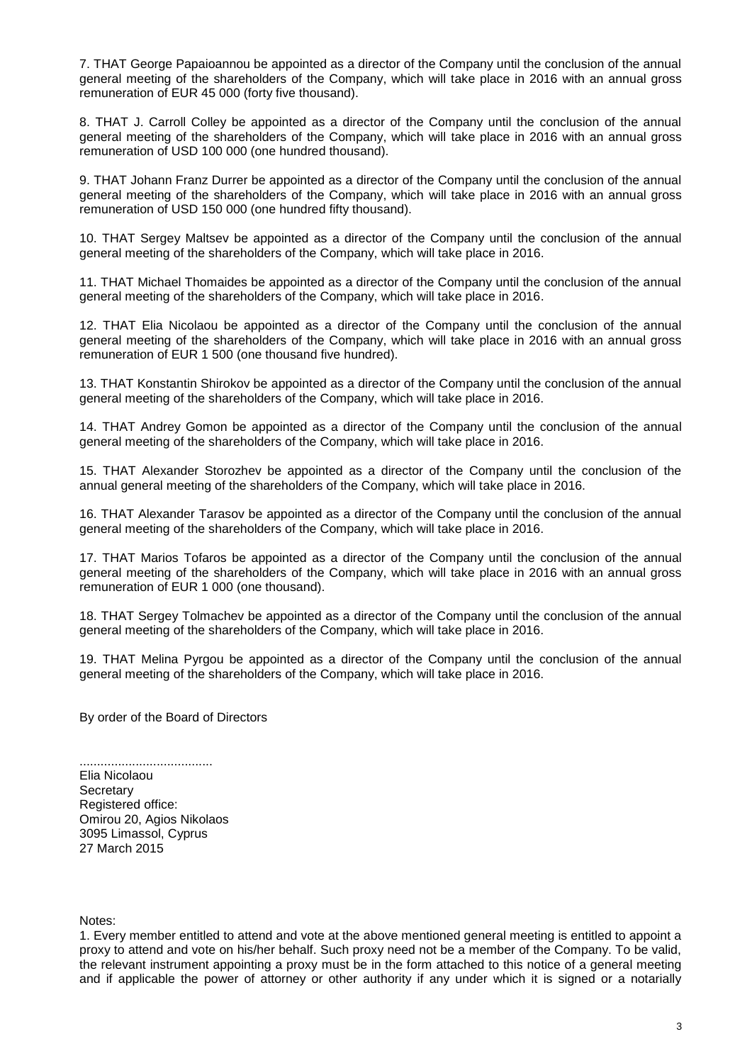7. THAT George Papaioannou be appointed as a director of the Company until the conclusion of the annual general meeting of the shareholders of the Company, which will take place in 2016 with an annual gross remuneration of EUR 45 000 (forty five thousand).

8. THAT J. Carroll Colley be appointed as a director of the Company until the conclusion of the annual general meeting of the shareholders of the Company, which will take place in 2016 with an annual gross remuneration of USD 100 000 (one hundred thousand).

9. THAT Johann Franz Durrer be appointed as a director of the Company until the conclusion of the annual general meeting of the shareholders of the Company, which will take place in 2016 with an annual gross remuneration of USD 150 000 (one hundred fifty thousand).

10. THAT Sergey Maltsev be appointed as a director of the Company until the conclusion of the annual general meeting of the shareholders of the Company, which will take place in 2016.

11. THAT Michael Thomaides be appointed as a director of the Company until the conclusion of the annual general meeting of the shareholders of the Company, which will take place in 2016.

12. THAT Elia Nicolaou be appointed as a director of the Company until the conclusion of the annual general meeting of the shareholders of the Company, which will take place in 2016 with an annual gross remuneration of EUR 1 500 (one thousand five hundred).

13. THAT Konstantin Shirokov be appointed as a director of the Company until the conclusion of the annual general meeting of the shareholders of the Company, which will take place in 2016.

14. THAT Andrey Gomon be appointed as a director of the Company until the conclusion of the annual general meeting of the shareholders of the Company, which will take place in 2016.

15. THAT Alexander Storozhev be appointed as a director of the Company until the conclusion of the annual general meeting of the shareholders of the Company, which will take place in 2016.

16. THAT Alexander Tarasov be appointed as a director of the Company until the conclusion of the annual general meeting of the shareholders of the Company, which will take place in 2016.

17. THAT Marios Tofaros be appointed as a director of the Company until the conclusion of the annual general meeting of the shareholders of the Company, which will take place in 2016 with an annual gross remuneration of EUR 1 000 (one thousand).

18. THAT Sergey Tolmachev be appointed as a director of the Company until the conclusion of the annual general meeting of the shareholders of the Company, which will take place in 2016.

19. THAT Melina Pyrgou be appointed as a director of the Company until the conclusion of the annual general meeting of the shareholders of the Company, which will take place in 2016.

By order of the Board of Directors

......................................
Elia Nicolaou
Secretary
Registered office:
Omirou 20, Agios Nikolaos
3095 Limassol, Cyprus
27 March 2015

Notes:

1. Every member entitled to attend and vote at the above mentioned general meeting is entitled to appoint a proxy to attend and vote on his/her behalf. Such proxy need not be a member of the Company. To be valid, the relevant instrument appointing a proxy must be in the form attached to this notice of a general meeting and if applicable the power of attorney or other authority if any under which it is signed or a notarially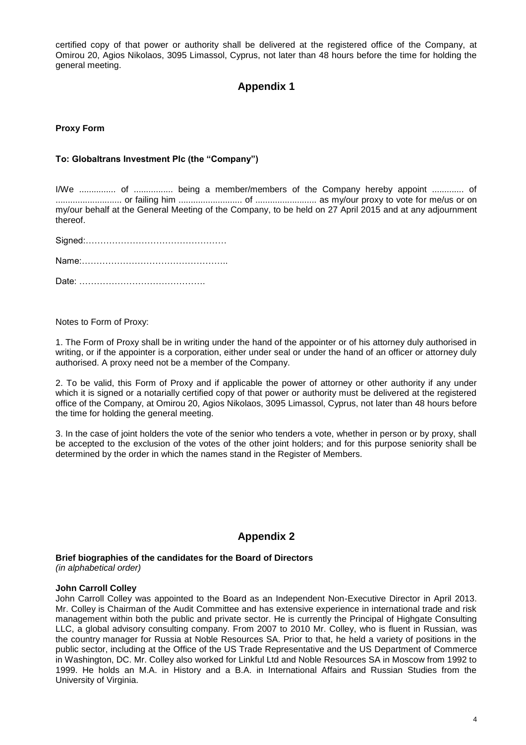certified copy of that power or authority shall be delivered at the registered office of the Company, at Omirou 20, Agios Nikolaos, 3095 Limassol, Cyprus, not later than 48 hours before the time for holding the general meeting.

## Appendix 1

**Proxy Form**

**To: Globaltrans Investment Plc (the "Company")**

I/We ............... of ................ being a member/members of the Company hereby appoint ............. of ........................... or failing him .......................... of ......................... as my/our proxy to vote for me/us or on my/our behalf at the General Meeting of the Company, to be held on 27 April 2015 and at any adjournment thereof.

Signed:…………………………………………

Name:…………………………………………..

Date: …………………………………….

Notes to Form of Proxy:

1. The Form of Proxy shall be in writing under the hand of the appointer or of his attorney duly authorised in writing, or if the appointer is a corporation, either under seal or under the hand of an officer or attorney duly authorised. A proxy need not be a member of the Company.

2. To be valid, this Form of Proxy and if applicable the power of attorney or other authority if any under which it is signed or a notarially certified copy of that power or authority must be delivered at the registered office of the Company, at Omirou 20, Agios Nikolaos, 3095 Limassol, Cyprus, not later than 48 hours before the time for holding the general meeting.

3. In the case of joint holders the vote of the senior who tenders a vote, whether in person or by proxy, shall be accepted to the exclusion of the votes of the other joint holders; and for this purpose seniority shall be determined by the order in which the names stand in the Register of Members.

## Appendix 2

**Brief biographies of the candidates for the Board of Directors**
*(in alphabetical order)*

**John Carroll Colley**
John Carroll Colley was appointed to the Board as an Independent Non-Executive Director in April 2013. Mr. Colley is Chairman of the Audit Committee and has extensive experience in international trade and risk management within both the public and private sector. He is currently the Principal of Highgate Consulting LLC, a global advisory consulting company. From 2007 to 2010 Mr. Colley, who is fluent in Russian, was the country manager for Russia at Noble Resources SA. Prior to that, he held a variety of positions in the public sector, including at the Office of the US Trade Representative and the US Department of Commerce in Washington, DC. Mr. Colley also worked for Linkful Ltd and Noble Resources SA in Moscow from 1992 to 1999. He holds an M.A. in History and a B.A. in International Affairs and Russian Studies from the University of Virginia.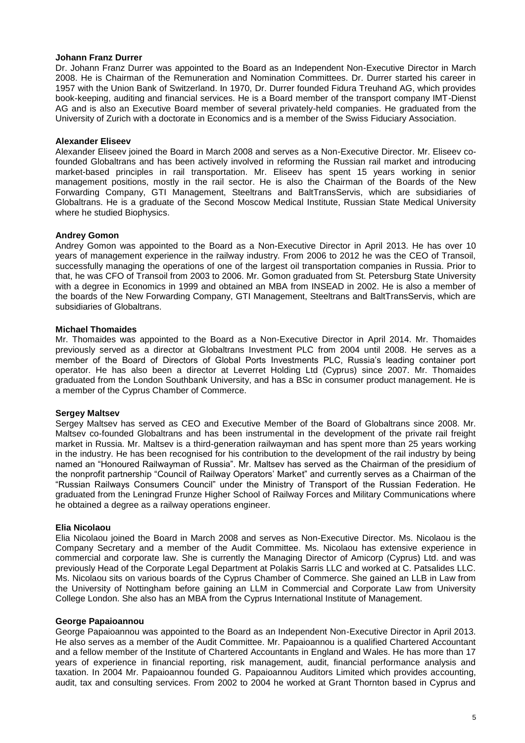**Johann Franz Durrer**

Dr. Johann Franz Durrer was appointed to the Board as an Independent Non-Executive Director in March 2008. He is Chairman of the Remuneration and Nomination Committees. Dr. Durrer started his career in 1957 with the Union Bank of Switzerland. In 1970, Dr. Durrer founded Fidura Treuhand AG, which provides book-keeping, auditing and financial services. He is a Board member of the transport company IMT-Dienst AG and is also an Executive Board member of several privately-held companies. He graduated from the University of Zurich with a doctorate in Economics and is a member of the Swiss Fiduciary Association.

**Alexander Eliseev**

Alexander Eliseev joined the Board in March 2008 and serves as a Non-Executive Director. Mr. Eliseev co-founded Globaltrans and has been actively involved in reforming the Russian rail market and introducing market-based principles in rail transportation. Mr. Eliseev has spent 15 years working in senior management positions, mostly in the rail sector. He is also the Chairman of the Boards of the New Forwarding Company, GTI Management, Steeltrans and BaltTransServis, which are subsidiaries of Globaltrans. He is a graduate of the Second Moscow Medical Institute, Russian State Medical University where he studied Biophysics.

**Andrey Gomon**

Andrey Gomon was appointed to the Board as a Non-Executive Director in April 2013. He has over 10 years of management experience in the railway industry. From 2006 to 2012 he was the CEO of Transoil, successfully managing the operations of one of the largest oil transportation companies in Russia. Prior to that, he was CFO of Transoil from 2003 to 2006. Mr. Gomon graduated from St. Petersburg State University with a degree in Economics in 1999 and obtained an MBA from INSEAD in 2002. He is also a member of the boards of the New Forwarding Company, GTI Management, Steeltrans and BaltTransServis, which are subsidiaries of Globaltrans.

**Michael Thomaides**

Mr. Thomaides was appointed to the Board as a Non-Executive Director in April 2014. Mr. Thomaides previously served as a director at Globaltrans Investment PLC from 2004 until 2008. He serves as a member of the Board of Directors of Global Ports Investments PLC, Russia's leading container port operator. He has also been a director at Leverret Holding Ltd (Cyprus) since 2007. Mr. Thomaides graduated from the London Southbank University, and has a BSc in consumer product management. He is a member of the Cyprus Chamber of Commerce.

**Sergey Maltsev**

Sergey Maltsev has served as CEO and Executive Member of the Board of Globaltrans since 2008. Mr. Maltsev co-founded Globaltrans and has been instrumental in the development of the private rail freight market in Russia. Mr. Maltsev is a third-generation railwayman and has spent more than 25 years working in the industry. He has been recognised for his contribution to the development of the rail industry by being named an "Honoured Railwayman of Russia". Mr. Maltsev has served as the Chairman of the presidium of the nonprofit partnership "Council of Railway Operators' Market" and currently serves as a Chairman of the "Russian Railways Consumers Council" under the Ministry of Transport of the Russian Federation. He graduated from the Leningrad Frunze Higher School of Railway Forces and Military Communications where he obtained a degree as a railway operations engineer.

**Elia Nicolaou**

Elia Nicolaou joined the Board in March 2008 and serves as Non-Executive Director. Ms. Nicolaou is the Company Secretary and a member of the Audit Committee. Ms. Nicolaou has extensive experience in commercial and corporate law. She is currently the Managing Director of Amicorp (Cyprus) Ltd. and was previously Head of the Corporate Legal Department at Polakis Sarris LLC and worked at C. Patsalides LLC. Ms. Nicolaou sits on various boards of the Cyprus Chamber of Commerce. She gained an LLB in Law from the University of Nottingham before gaining an LLM in Commercial and Corporate Law from University College London. She also has an MBA from the Cyprus International Institute of Management.

**George Papaioannou**

George Papaioannou was appointed to the Board as an Independent Non-Executive Director in April 2013. He also serves as a member of the Audit Committee. Mr. Papaioannou is a qualified Chartered Accountant and a fellow member of the Institute of Chartered Accountants in England and Wales. He has more than 17 years of experience in financial reporting, risk management, audit, financial performance analysis and taxation. In 2004 Mr. Papaioannou founded G. Papaioannou Auditors Limited which provides accounting, audit, tax and consulting services. From 2002 to 2004 he worked at Grant Thornton based in Cyprus and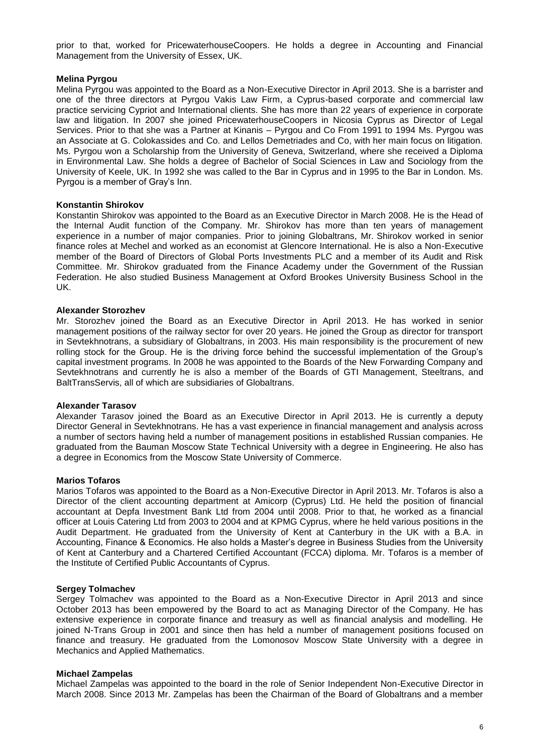prior to that, worked for PricewaterhouseCoopers. He holds a degree in Accounting and Financial Management from the University of Essex, UK.

**Melina Pyrgou**

Melina Pyrgou was appointed to the Board as a Non-Executive Director in April 2013. She is a barrister and one of the three directors at Pyrgou Vakis Law Firm, a Cyprus-based corporate and commercial law practice servicing Cypriot and International clients. She has more than 22 years of experience in corporate law and litigation. In 2007 she joined PricewaterhouseCoopers in Nicosia Cyprus as Director of Legal Services. Prior to that she was a Partner at Kinanis – Pyrgou and Co From 1991 to 1994 Ms. Pyrgou was an Associate at G. Colokassides and Co. and Lellos Demetriades and Co, with her main focus on litigation. Ms. Pyrgou won a Scholarship from the University of Geneva, Switzerland, where she received a Diploma in Environmental Law. She holds a degree of Bachelor of Social Sciences in Law and Sociology from the University of Keele, UK. In 1992 she was called to the Bar in Cyprus and in 1995 to the Bar in London. Ms. Pyrgou is a member of Gray's Inn.

**Konstantin Shirokov**

Konstantin Shirokov was appointed to the Board as an Executive Director in March 2008. He is the Head of the Internal Audit function of the Company. Mr. Shirokov has more than ten years of management experience in a number of major companies. Prior to joining Globaltrans, Mr. Shirokov worked in senior finance roles at Mechel and worked as an economist at Glencore International. He is also a Non-Executive member of the Board of Directors of Global Ports Investments PLC and a member of its Audit and Risk Committee. Mr. Shirokov graduated from the Finance Academy under the Government of the Russian Federation. He also studied Business Management at Oxford Brookes University Business School in the UK.

**Alexander Storozhev**

Mr. Storozhev joined the Board as an Executive Director in April 2013. He has worked in senior management positions of the railway sector for over 20 years. He joined the Group as director for transport in Sevtekhnotrans, a subsidiary of Globaltrans, in 2003. His main responsibility is the procurement of new rolling stock for the Group. He is the driving force behind the successful implementation of the Group's capital investment programs. In 2008 he was appointed to the Boards of the New Forwarding Company and Sevtekhnotrans and currently he is also a member of the Boards of GTI Management, Steeltrans, and BaltTransServis, all of which are subsidiaries of Globaltrans.

**Alexander Tarasov**

Alexander Tarasov joined the Board as an Executive Director in April 2013. He is currently a deputy Director General in Sevtekhnotrans. He has a vast experience in financial management and analysis across a number of sectors having held a number of management positions in established Russian companies. He graduated from the Bauman Moscow State Technical University with a degree in Engineering. He also has a degree in Economics from the Moscow State University of Commerce.

**Marios Tofaros**

Marios Tofaros was appointed to the Board as a Non-Executive Director in April 2013. Mr. Tofaros is also a Director of the client accounting department at Amicorp (Cyprus) Ltd. He held the position of financial accountant at Depfa Investment Bank Ltd from 2004 until 2008. Prior to that, he worked as a financial officer at Louis Catering Ltd from 2003 to 2004 and at KPMG Cyprus, where he held various positions in the Audit Department. He graduated from the University of Kent at Canterbury in the UK with a B.A. in Accounting, Finance & Economics. He also holds a Master's degree in Business Studies from the University of Kent at Canterbury and a Chartered Certified Accountant (FCCA) diploma. Mr. Tofaros is a member of the Institute of Certified Public Accountants of Cyprus.

**Sergey Tolmachev**

Sergey Tolmachev was appointed to the Board as a Non-Executive Director in April 2013 and since October 2013 has been empowered by the Board to act as Managing Director of the Company. He has extensive experience in corporate finance and treasury as well as financial analysis and modelling. He joined N-Trans Group in 2001 and since then has held a number of management positions focused on finance and treasury. He graduated from the Lomonosov Moscow State University with a degree in Mechanics and Applied Mathematics.

**Michael Zampelas**

Michael Zampelas was appointed to the board in the role of Senior Independent Non-Executive Director in March 2008. Since 2013 Mr. Zampelas has been the Chairman of the Board of Globaltrans and a member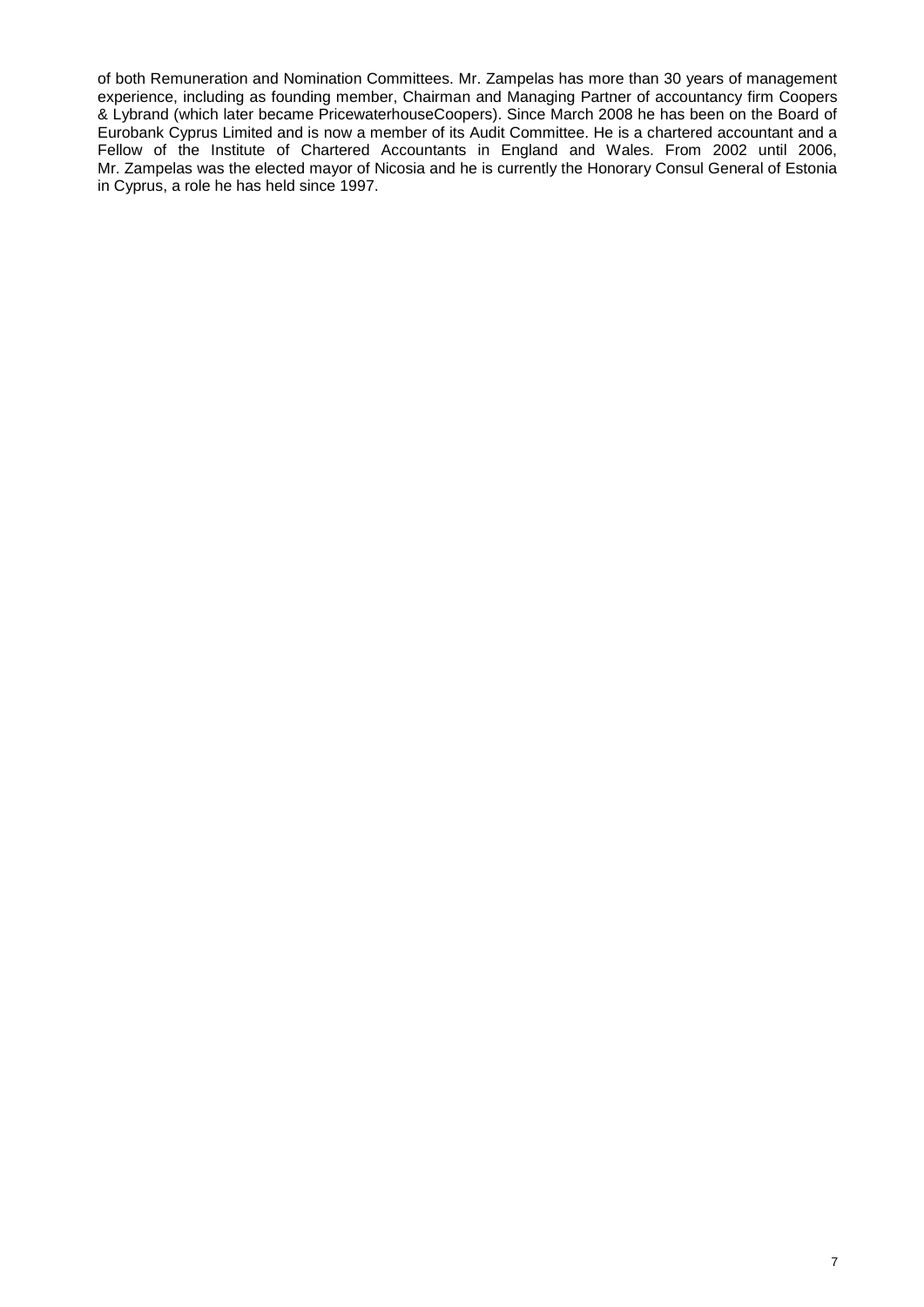of both Remuneration and Nomination Committees. Mr. Zampelas has more than 30 years of management experience, including as founding member, Chairman and Managing Partner of accountancy firm Coopers & Lybrand (which later became PricewaterhouseCoopers). Since March 2008 he has been on the Board of Eurobank Cyprus Limited and is now a member of its Audit Committee. He is a chartered accountant and a Fellow of the Institute of Chartered Accountants in England and Wales. From 2002 until 2006, Mr. Zampelas was the elected mayor of Nicosia and he is currently the Honorary Consul General of Estonia in Cyprus, a role he has held since 1997.